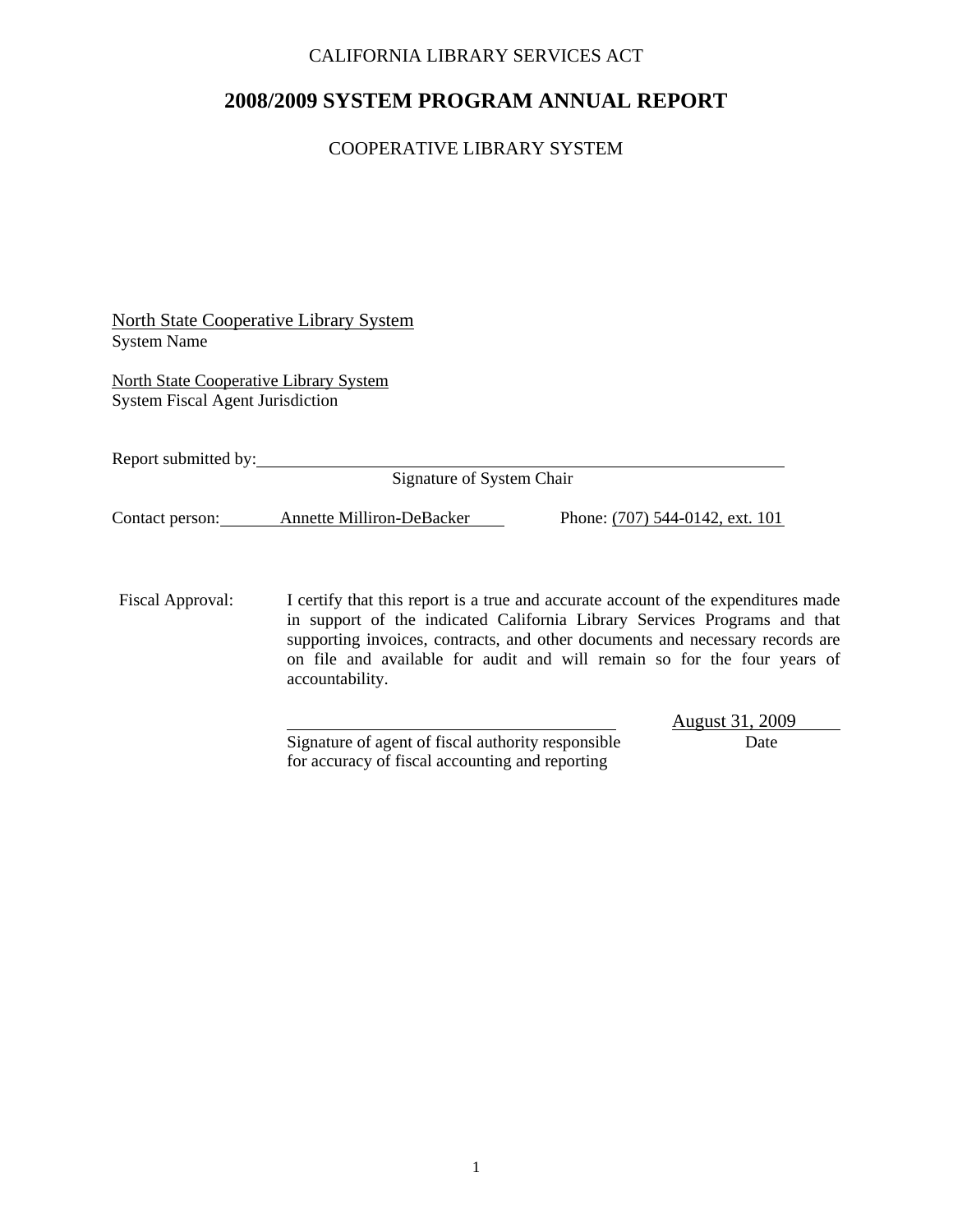CALIFORNIA LIBRARY SERVICES ACT

# 2008/2009 SYSTEM PROGRAM ANNUAL REPORT

COOPERATIVE LIBRARY SYSTEM

North State Cooperative Library System
System Name

North State Cooperative Library System
System Fiscal Agent Jurisdiction

Report submitted by: ______________________________________________
Signature of System Chair

Contact person: Annette Milliron-DeBacker Phone: (707) 544-0142, ext. 101

Fiscal Approval: I certify that this report is a true and accurate account of the expenditures made in support of the indicated California Library Services Programs and that supporting invoices, contracts, and other documents and necessary records are on file and available for audit and will remain so for the four years of accountability.

______________________________________ August 31, 2009
Signature of agent of fiscal authority responsible for accuracy of fiscal accounting and reporting Date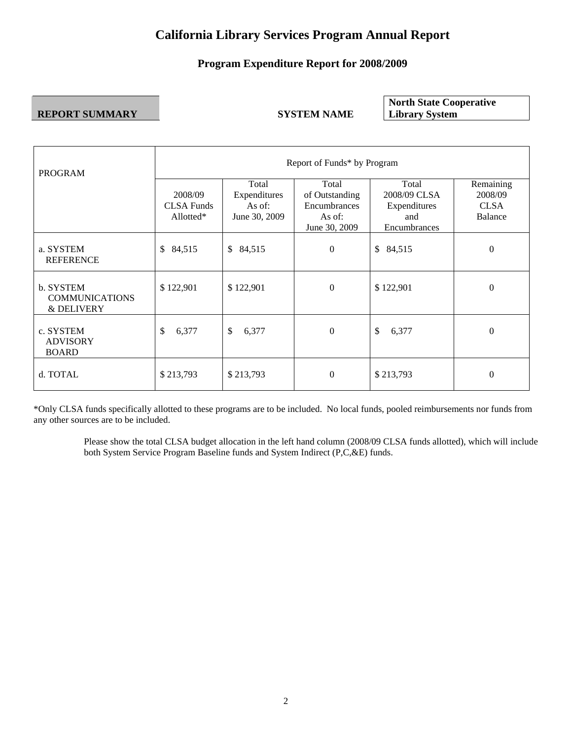# California Library Services Program Annual Report

## Program Expenditure Report for 2008/2009

**REPORT SUMMARY** **SYSTEM NAME** **North State Cooperative Library System**

| PROGRAM | Report of Funds* by Program | | | | |
|---|---|---|---|---|---|
| | 2008/09 CLSA Funds Allotted* | Total Expenditures As of: June 30, 2009 | Total of Outstanding Encumbrances As of: June 30, 2009 | Total 2008/09 CLSA Expenditures and Encumbrances | Remaining 2008/09 CLSA Balance |
| a. SYSTEM REFERENCE | $ 84,515 | $ 84,515 | 0 | $ 84,515 | 0 |
| b. SYSTEM COMMUNICATIONS & DELIVERY | $ 122,901 | $ 122,901 | 0 | $ 122,901 | 0 |
| c. SYSTEM ADVISORY BOARD | $ 6,377 | $ 6,377 | 0 | $ 6,377 | 0 |
| d. TOTAL | $ 213,793 | $ 213,793 | 0 | $ 213,793 | 0 |

*Only CLSA funds specifically allotted to these programs are to be included. No local funds, pooled reimbursements nor funds from any other sources are to be included.

Please show the total CLSA budget allocation in the left hand column (2008/09 CLSA funds allotted), which will include both System Service Program Baseline funds and System Indirect (P,C,&E) funds.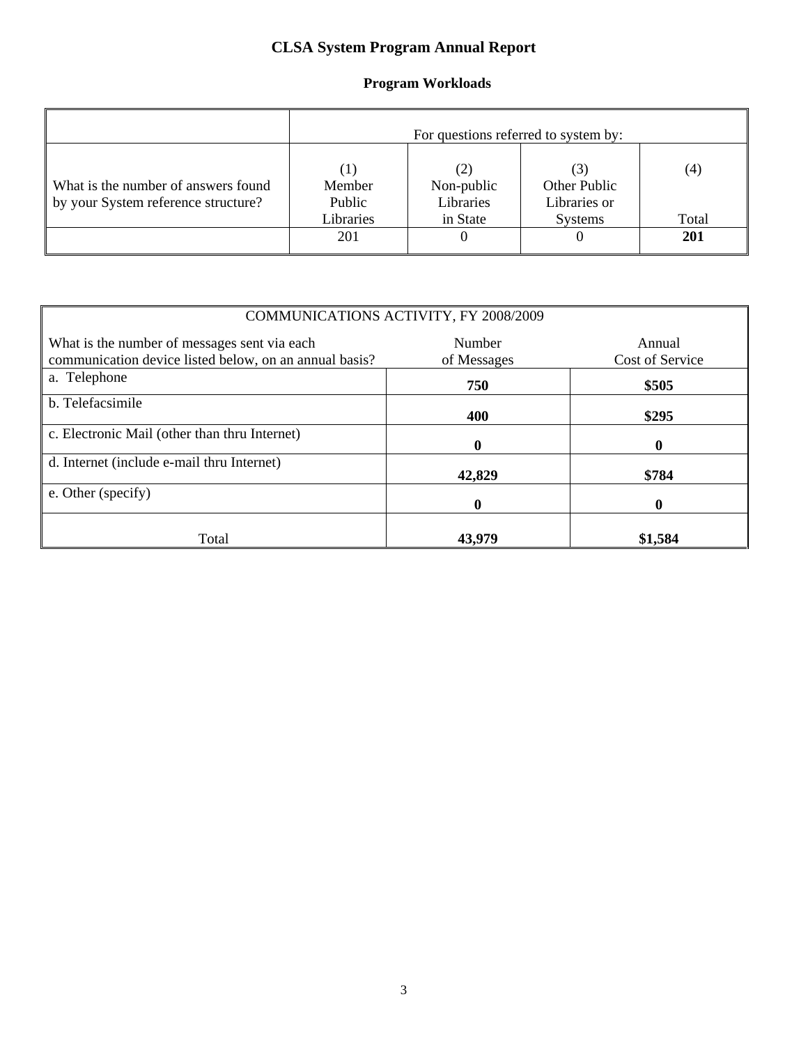# CLSA System Program Annual Report

## Program Workloads

| | For questions referred to system by: | | | |
|---|---|---|---|---|
| What is the number of answers found by your System reference structure? | (1) Member Public Libraries | (2) Non-public Libraries in State | (3) Other Public Libraries or Systems | (4) Total |
| | 201 | 0 | 0 | **201** |

| COMMUNICATIONS ACTIVITY, FY 2008/2009 | | |
|---|---|---|
| What is the number of messages sent via each communication device listed below, on an annual basis? | Number of Messages | Annual Cost of Service |
| a. Telephone | **750** | **$505** |
| b. Telefacsimile | **400** | **$295** |
| c. Electronic Mail (other than thru Internet) | **0** | **0** |
| d. Internet (include e-mail thru Internet) | **42,829** | **$784** |
| e. Other (specify) | **0** | **0** |
| Total | **43,979** | **$1,584** |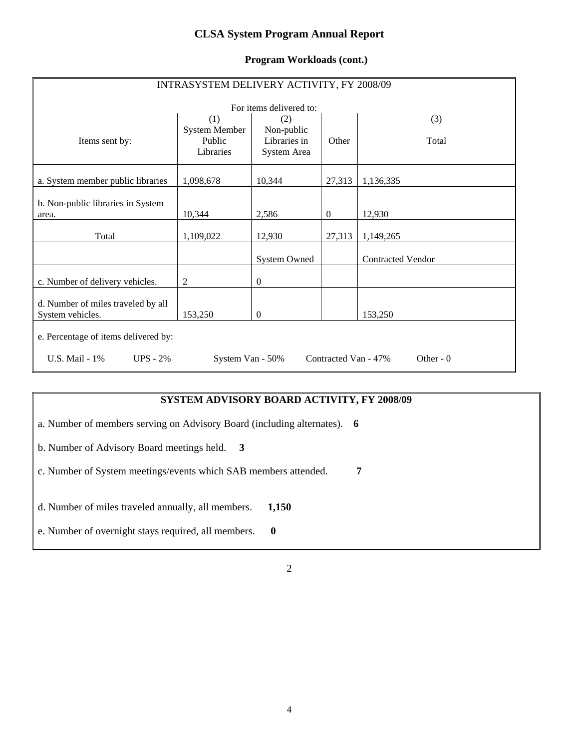# CLSA System Program Annual Report

## Program Workloads (cont.)

INTRASYSTEM DELIVERY ACTIVITY, FY 2008/09

| Items sent by: | For items delivered to: (1) System Member Public Libraries | (2) Non-public Libraries in System Area | Other | (3) Total |
|---|---|---|---|---|
| a. System member public libraries | 1,098,678 | 10,344 | 27,313 | 1,136,335 |
| b. Non-public libraries in System area. | 10,344 | 2,586 | 0 | 12,930 |
| Total | 1,109,022 | 12,930 | 27,313 | 1,149,265 |
| | | System Owned | | Contracted Vendor |
| c. Number of delivery vehicles. | 2 | 0 | | |
| d. Number of miles traveled by all System vehicles. | 153,250 | 0 | | 153,250 |

e. Percentage of items delivered by:

U.S. Mail - 1% UPS - 2% System Van - 50% Contracted Van - 47% Other - 0

## SYSTEM ADVISORY BOARD ACTIVITY, FY 2008/09

a. Number of members serving on Advisory Board (including alternates). **6**

b. Number of Advisory Board meetings held. **3**

c. Number of System meetings/events which SAB members attended. **7**

d. Number of miles traveled annually, all members. **1,150**

e. Number of overnight stays required, all members. **0**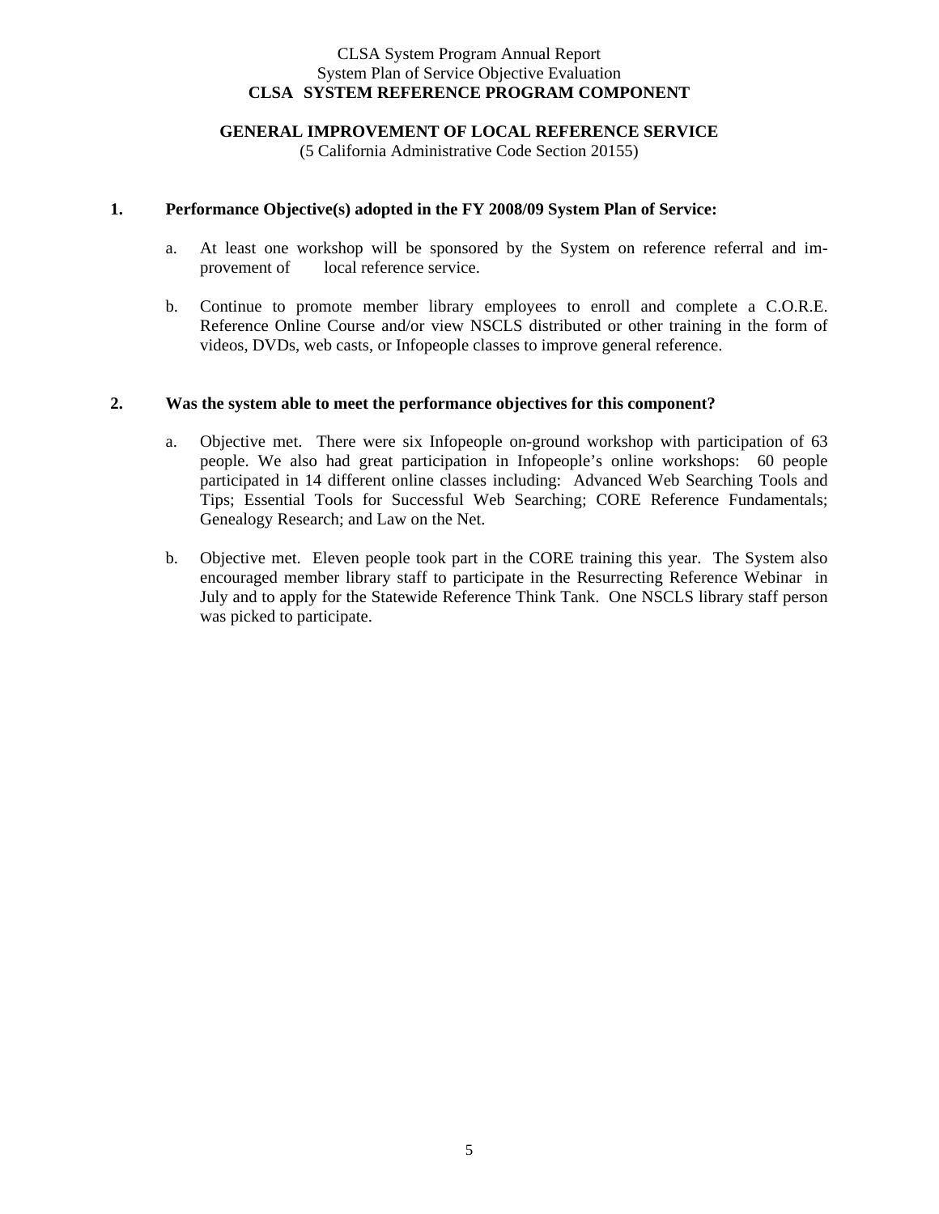CLSA System Program Annual Report
System Plan of Service Objective Evaluation
**CLSA SYSTEM REFERENCE PROGRAM COMPONENT**

**GENERAL IMPROVEMENT OF LOCAL REFERENCE SERVICE**
(5 California Administrative Code Section 20155)

**1. Performance Objective(s) adopted in the FY 2008/09 System Plan of Service:**

a. At least one workshop will be sponsored by the System on reference referral and improvement of local reference service.

b. Continue to promote member library employees to enroll and complete a C.O.R.E. Reference Online Course and/or view NSCLS distributed or other training in the form of videos, DVDs, web casts, or Infopeople classes to improve general reference.

**2. Was the system able to meet the performance objectives for this component?**

a. Objective met. There were six Infopeople on-ground workshop with participation of 63 people. We also had great participation in Infopeople's online workshops: 60 people participated in 14 different online classes including: Advanced Web Searching Tools and Tips; Essential Tools for Successful Web Searching; CORE Reference Fundamentals; Genealogy Research; and Law on the Net.

b. Objective met. Eleven people took part in the CORE training this year. The System also encouraged member library staff to participate in the Resurrecting Reference Webinar in July and to apply for the Statewide Reference Think Tank. One NSCLS library staff person was picked to participate.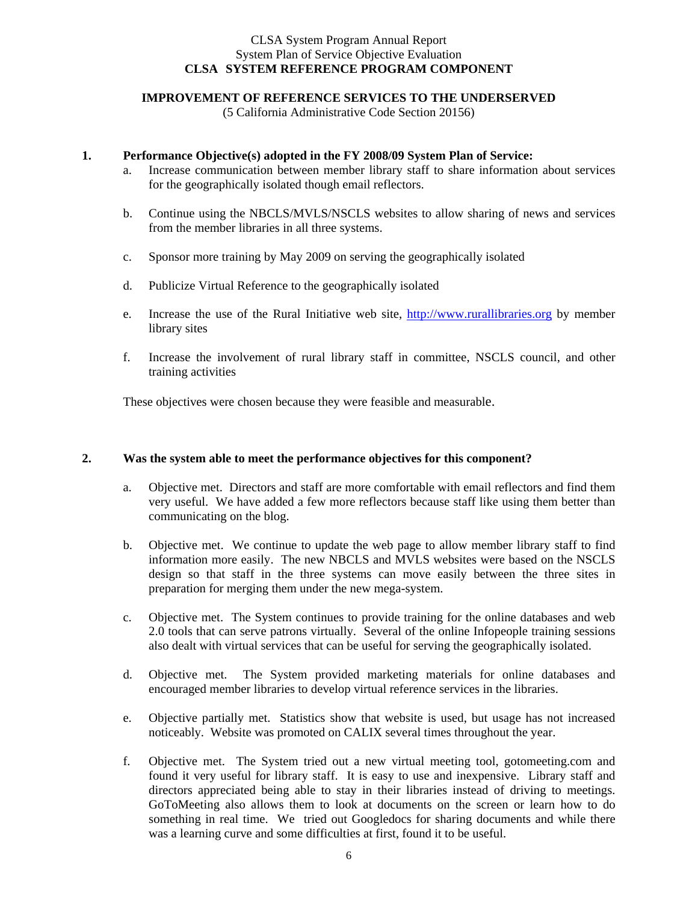CLSA System Program Annual Report
System Plan of Service Objective Evaluation
**CLSA SYSTEM REFERENCE PROGRAM COMPONENT**

**IMPROVEMENT OF REFERENCE SERVICES TO THE UNDERSERVED**
(5 California Administrative Code Section 20156)

**1. Performance Objective(s) adopted in the FY 2008/09 System Plan of Service:**

a. Increase communication between member library staff to share information about services for the geographically isolated though email reflectors.

b. Continue using the NBCLS/MVLS/NSCLS websites to allow sharing of news and services from the member libraries in all three systems.

c. Sponsor more training by May 2009 on serving the geographically isolated

d. Publicize Virtual Reference to the geographically isolated

e. Increase the use of the Rural Initiative web site, [http://www.rurallibraries.org](http://www.rurallibraries.org) by member library sites

f. Increase the involvement of rural library staff in committee, NSCLS council, and other training activities

These objectives were chosen because they were feasible and measurable.

**2. Was the system able to meet the performance objectives for this component?**

a. Objective met. Directors and staff are more comfortable with email reflectors and find them very useful. We have added a few more reflectors because staff like using them better than communicating on the blog.

b. Objective met. We continue to update the web page to allow member library staff to find information more easily. The new NBCLS and MVLS websites were based on the NSCLS design so that staff in the three systems can move easily between the three sites in preparation for merging them under the new mega-system.

c. Objective met. The System continues to provide training for the online databases and web 2.0 tools that can serve patrons virtually. Several of the online Infopeople training sessions also dealt with virtual services that can be useful for serving the geographically isolated.

d. Objective met. The System provided marketing materials for online databases and encouraged member libraries to develop virtual reference services in the libraries.

e. Objective partially met. Statistics show that website is used, but usage has not increased noticeably. Website was promoted on CALIX several times throughout the year.

f. Objective met. The System tried out a new virtual meeting tool, gotomeeting.com and found it very useful for library staff. It is easy to use and inexpensive. Library staff and directors appreciated being able to stay in their libraries instead of driving to meetings. GoToMeeting also allows them to look at documents on the screen or learn how to do something in real time. We tried out Googledocs for sharing documents and while there was a learning curve and some difficulties at first, found it to be useful.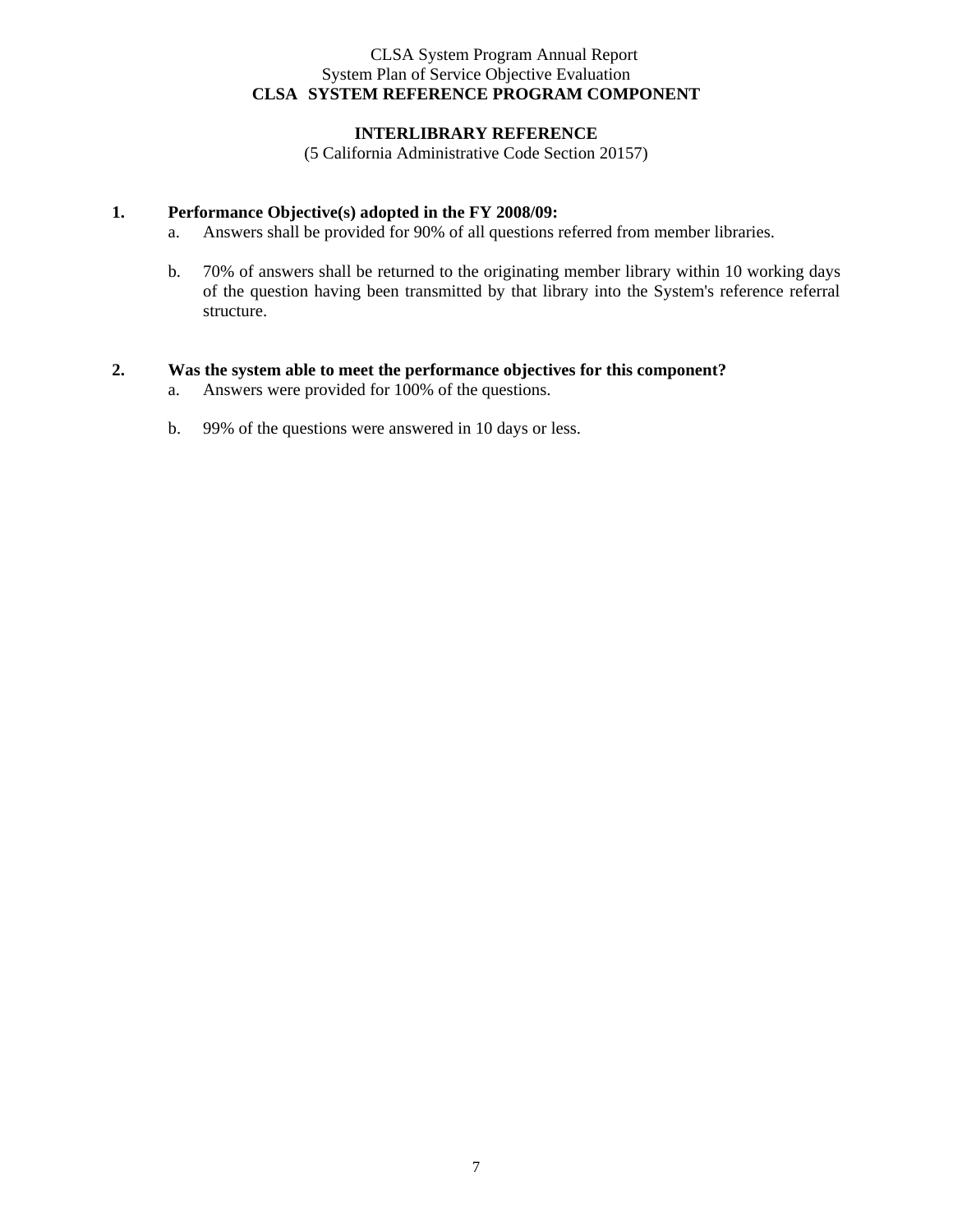CLSA System Program Annual Report
System Plan of Service Objective Evaluation
**CLSA SYSTEM REFERENCE PROGRAM COMPONENT**

**INTERLIBRARY REFERENCE**
(5 California Administrative Code Section 20157)

**1. Performance Objective(s) adopted in the FY 2008/09:**

a. Answers shall be provided for 90% of all questions referred from member libraries.

b. 70% of answers shall be returned to the originating member library within 10 working days of the question having been transmitted by that library into the System's reference referral structure.

**2. Was the system able to meet the performance objectives for this component?**

a. Answers were provided for 100% of the questions.

b. 99% of the questions were answered in 10 days or less.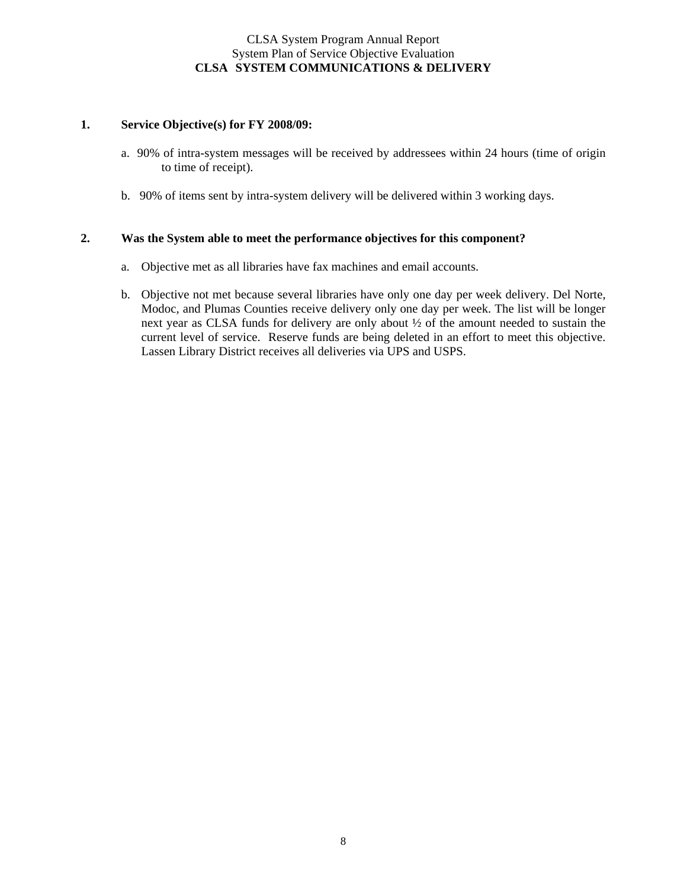CLSA System Program Annual Report
System Plan of Service Objective Evaluation
**CLSA SYSTEM COMMUNICATIONS & DELIVERY**

**1. Service Objective(s) for FY 2008/09:**

a. 90% of intra-system messages will be received by addressees within 24 hours (time of origin to time of receipt).

b. 90% of items sent by intra-system delivery will be delivered within 3 working days.

**2. Was the System able to meet the performance objectives for this component?**

a. Objective met as all libraries have fax machines and email accounts.

b. Objective not met because several libraries have only one day per week delivery. Del Norte, Modoc, and Plumas Counties receive delivery only one day per week. The list will be longer next year as CLSA funds for delivery are only about ½ of the amount needed to sustain the current level of service. Reserve funds are being deleted in an effort to meet this objective. Lassen Library District receives all deliveries via UPS and USPS.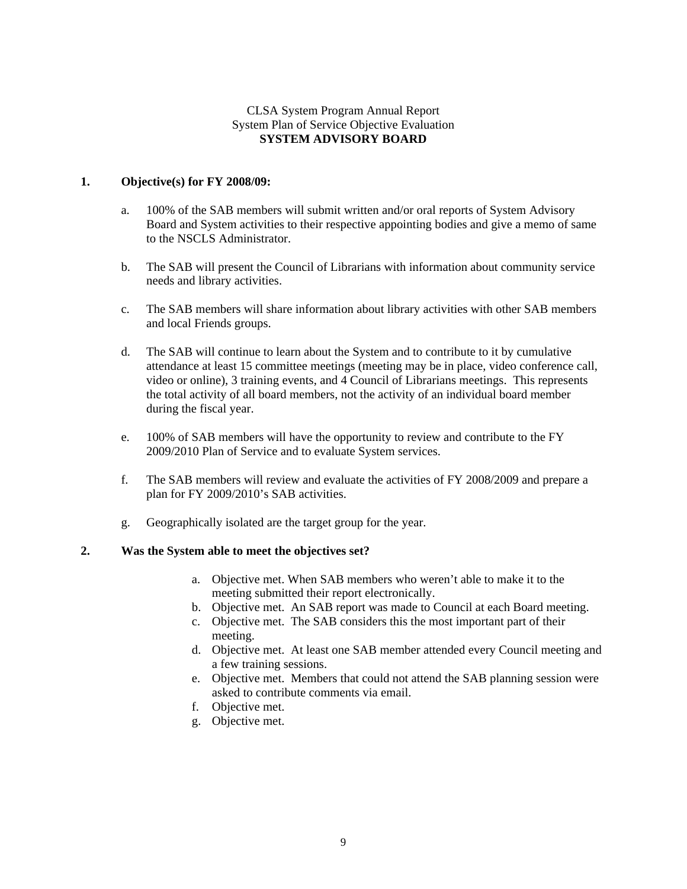CLSA System Program Annual Report
System Plan of Service Objective Evaluation
**SYSTEM ADVISORY BOARD**

**1. Objective(s) for FY 2008/09:**

a. 100% of the SAB members will submit written and/or oral reports of System Advisory Board and System activities to their respective appointing bodies and give a memo of same to the NSCLS Administrator.

b. The SAB will present the Council of Librarians with information about community service needs and library activities.

c. The SAB members will share information about library activities with other SAB members and local Friends groups.

d. The SAB will continue to learn about the System and to contribute to it by cumulative attendance at least 15 committee meetings (meeting may be in place, video conference call, video or online), 3 training events, and 4 Council of Librarians meetings. This represents the total activity of all board members, not the activity of an individual board member during the fiscal year.

e. 100% of SAB members will have the opportunity to review and contribute to the FY 2009/2010 Plan of Service and to evaluate System services.

f. The SAB members will review and evaluate the activities of FY 2008/2009 and prepare a plan for FY 2009/2010's SAB activities.

g. Geographically isolated are the target group for the year.

**2. Was the System able to meet the objectives set?**

a. Objective met. When SAB members who weren't able to make it to the meeting submitted their report electronically.
b. Objective met. An SAB report was made to Council at each Board meeting.
c. Objective met. The SAB considers this the most important part of their meeting.
d. Objective met. At least one SAB member attended every Council meeting and a few training sessions.
e. Objective met. Members that could not attend the SAB planning session were asked to contribute comments via email.
f. Objective met.
g. Objective met.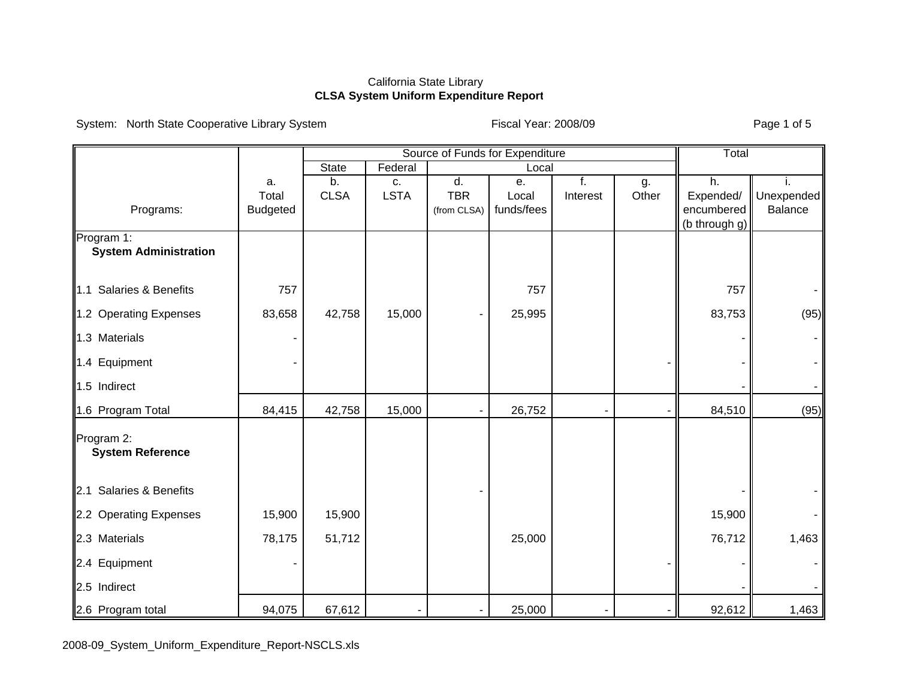California State Library
**CLSA System Uniform Expenditure Report**

System: North State Cooperative Library System | Fiscal Year: 2008/09

| Programs: | a. Total Budgeted | b. CLSA | c. LSTA | d. TBR (from CLSA) | e. Local funds/fees | f. Interest | g. Other | h. Expended/ encumbered (b through g) | i. Unexpended Balance |
|---|---|---|---|---|---|---|---|---|---|
| | | State | Federal | Local | | | | Total | |
| **Program 1: System Administration** | | | | | | | | | |
| 1.1 Salaries & Benefits | 757 | | | | 757 | | | 757 | - |
| 1.2 Operating Expenses | 83,658 | 42,758 | 15,000 | - | 25,995 | | | 83,753 | (95) |
| 1.3 Materials | - | | | | | | | - | - |
| 1.4 Equipment | - | | | | | | - | - | - |
| 1.5 Indirect | | | | | | | | - | - |
| 1.6 Program Total | 84,415 | 42,758 | 15,000 | - | 26,752 | - | - | 84,510 | (95) |
| **Program 2: System Reference** | | | | | | | | | |
| 2.1 Salaries & Benefits | | | | - | | | | - | - |
| 2.2 Operating Expenses | 15,900 | 15,900 | | | | | | 15,900 | - |
| 2.3 Materials | 78,175 | 51,712 | | | 25,000 | | | 76,712 | 1,463 |
| 2.4 Equipment | - | | | | | | - | - | - |
| 2.5 Indirect | | | | | | | | - | - |
| 2.6 Program total | 94,075 | 67,612 | - | - | 25,000 | - | - | 92,612 | 1,463 |

2008-09_System_Uniform_Expenditure_Report-NSCLS.xls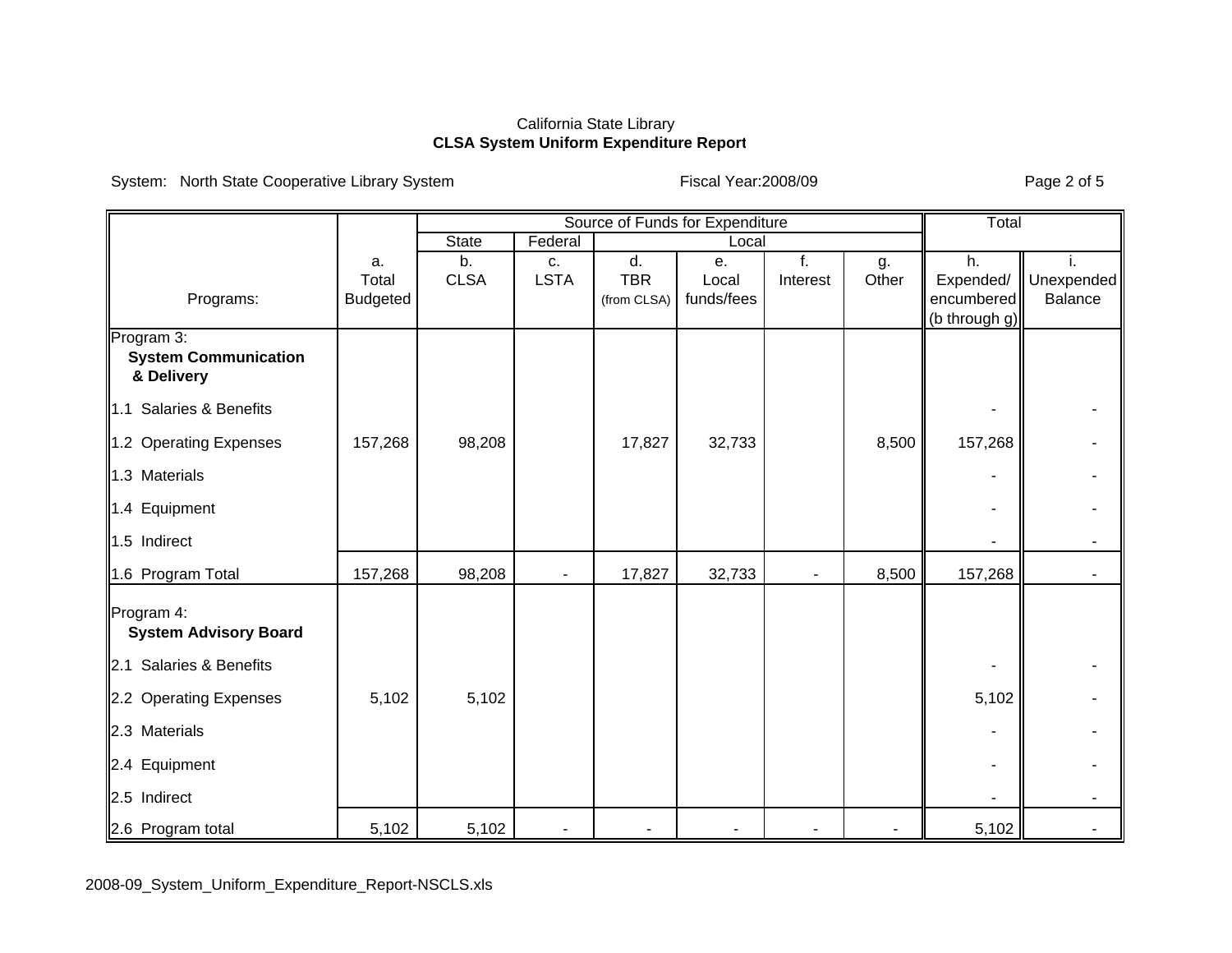California State Library

**CLSA System Uniform Expenditure Report**

System: North State Cooperative Library System | Fiscal Year:2008/09

| | | Source of Funds for Expenditure | | | | | | | Total | |
|---|---|---|---|---|---|---|---|---|---|---|
| | | State | Federal | Local | | | | | | |
| Programs: | a. Total Budgeted | b. CLSA | c. LSTA | d. TBR (from CLSA) | e. Local funds/fees | f. Interest | g. Other | | h. Expended/ encumbered (b through g) | i. Unexpended Balance |
| Program 3: **System Communication & Delivery** | | | | | | | | | | |
| 1.1 Salaries & Benefits | | | | | | | | | - | - |
| 1.2 Operating Expenses | 157,268 | 98,208 | | 17,827 | 32,733 | | 8,500 | | 157,268 | - |
| 1.3 Materials | | | | | | | | | - | - |
| 1.4 Equipment | | | | | | | | | - | - |
| 1.5 Indirect | | | | | | | | | - | - |
| 1.6 Program Total | 157,268 | 98,208 | - | 17,827 | 32,733 | - | 8,500 | | 157,268 | - |
| Program 4: **System Advisory Board** | | | | | | | | | | |
| 2.1 Salaries & Benefits | | | | | | | | | - | - |
| 2.2 Operating Expenses | 5,102 | 5,102 | | | | | | | 5,102 | - |
| 2.3 Materials | | | | | | | | | - | - |
| 2.4 Equipment | | | | | | | | | - | - |
| 2.5 Indirect | | | | | | | | | - | - |
| 2.6 Program total | 5,102 | 5,102 | - | - | - | - | - | | 5,102 | - |

2008-09_System_Uniform_Expenditure_Report-NSCLS.xls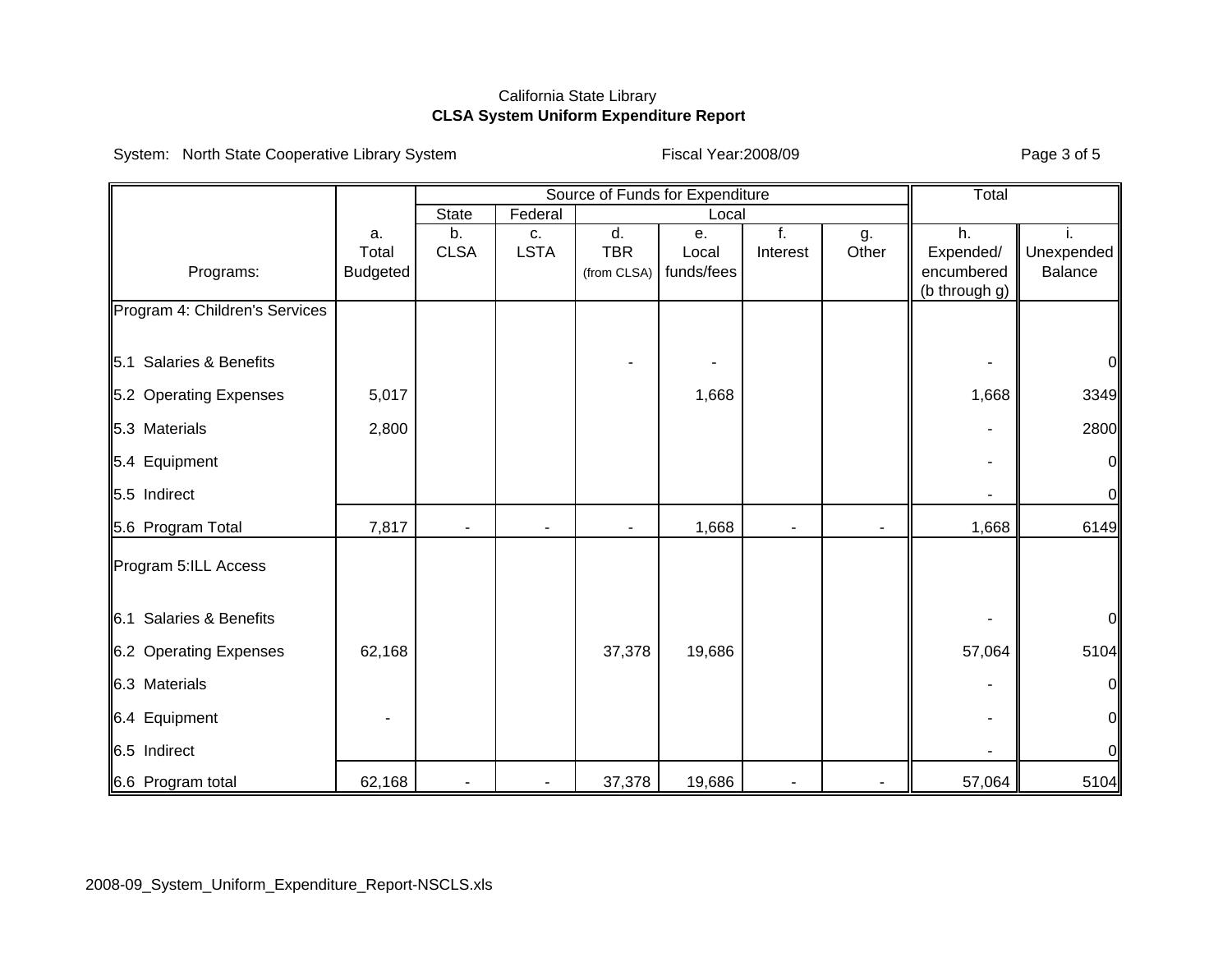California State Library
**CLSA System Uniform Expenditure Report**

System: North State Cooperative Library System | Fiscal Year:2008/09

| | | Source of Funds for Expenditure | | | | | | | Total | |
|---|---|---|---|---|---|---|---|---|---|---|
| | | State | Federal | Local | | | | | | |
| Programs: | a. Total Budgeted | b. CLSA | c. LSTA | d. TBR (from CLSA) | e. Local funds/fees | f. Interest | g. Other | | h. Expended/ encumbered (b through g) | i. Unexpended Balance |
| Program 4: Children's Services | | | | | | | | | | |
| 5.1 Salaries & Benefits | | | | - | - | | | | - | 0 |
| 5.2 Operating Expenses | 5,017 | | | | 1,668 | | | | 1,668 | 3349 |
| 5.3 Materials | 2,800 | | | | | | | | - | 2800 |
| 5.4 Equipment | | | | | | | | | - | 0 |
| 5.5 Indirect | | | | | | | | | - | 0 |
| 5.6 Program Total | 7,817 | - | - | - | 1,668 | - | - | | 1,668 | 6149 |
| Program 5:ILL Access | | | | | | | | | | |
| 6.1 Salaries & Benefits | | | | | | | | | - | 0 |
| 6.2 Operating Expenses | 62,168 | | | 37,378 | 19,686 | | | | 57,064 | 5104 |
| 6.3 Materials | | | | | | | | | - | 0 |
| 6.4 Equipment | - | | | | | | | | - | 0 |
| 6.5 Indirect | | | | | | | | | - | 0 |
| 6.6 Program total | 62,168 | - | - | 37,378 | 19,686 | - | - | | 57,064 | 5104 |

2008-09_System_Uniform_Expenditure_Report-NSCLS.xls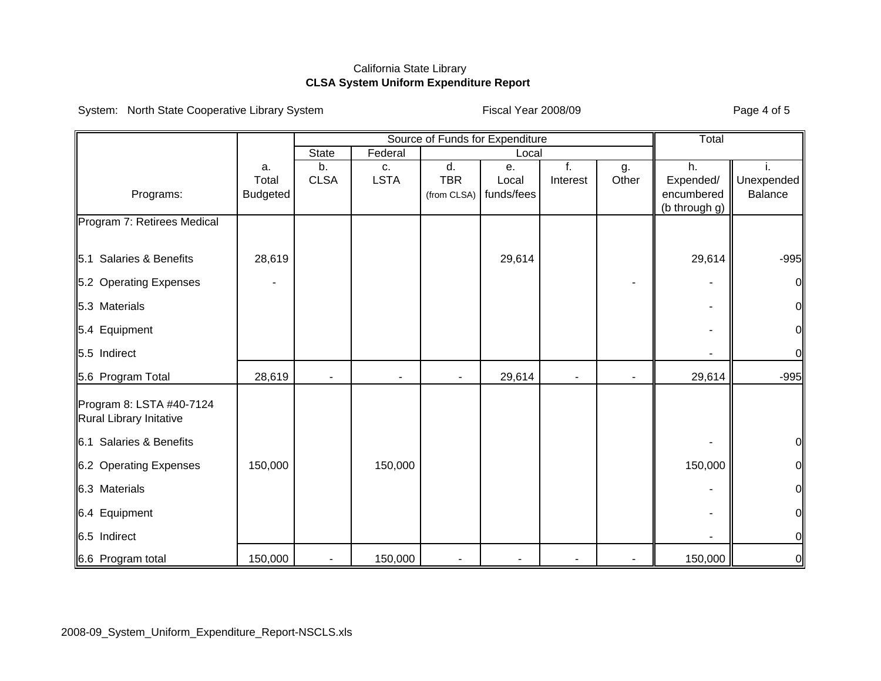California State Library

**CLSA System Uniform Expenditure Report**

System: North State Cooperative Library System

Fiscal Year 2008/09

| Programs: | a. Total Budgeted | b. CLSA | c. LSTA | d. TBR (from CLSA) | e. Local funds/fees | f. Interest | g. Other | h. Expended/ encumbered (b through g) | i. Unexpended Balance |
|---|---|---|---|---|---|---|---|---|---|
| | | State | Federal | Local | | | | Total | |
| Program 7: Retirees Medical | | | | | | | | | |
| 5.1 Salaries & Benefits | 28,619 | | | | 29,614 | | | 29,614 | -995 |
| 5.2 Operating Expenses | - | | | | | | - | - | 0 |
| 5.3 Materials | | | | | | | | - | 0 |
| 5.4 Equipment | | | | | | | | - | 0 |
| 5.5 Indirect | | | | | | | | - | 0 |
| 5.6 Program Total | 28,619 | - | - | - | 29,614 | - | - | 29,614 | -995 |
| Program 8: LSTA #40-7124 Rural Library Initative | | | | | | | | | |
| 6.1 Salaries & Benefits | | | | | | | | - | 0 |
| 6.2 Operating Expenses | 150,000 | | 150,000 | | | | | 150,000 | 0 |
| 6.3 Materials | | | | | | | | - | 0 |
| 6.4 Equipment | | | | | | | | - | 0 |
| 6.5 Indirect | | | | | | | | - | 0 |
| 6.6 Program total | 150,000 | - | 150,000 | - | - | - | - | 150,000 | 0 |

2008-09_System_Uniform_Expenditure_Report-NSCLS.xls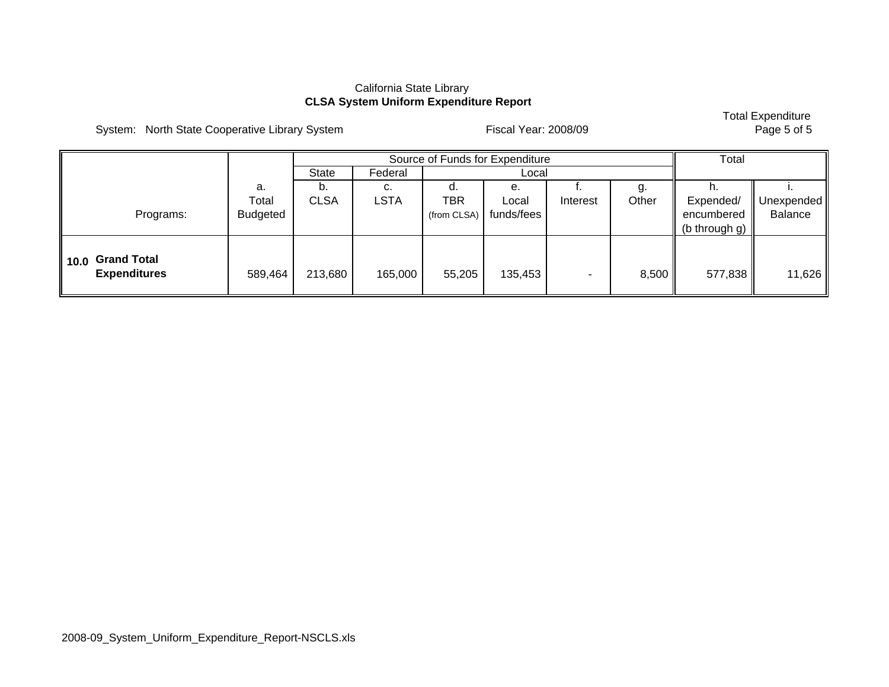California State Library

**CLSA System Uniform Expenditure Report**

System: North State Cooperative Library System

Fiscal Year: 2008/09

Total Expenditure

| | | Source of Funds for Expenditure | | | | | | Total | |
|---|---|---|---|---|---|---|---|---|---|
| | | State | Federal | Local | | | | | |
| Programs: | a. Total Budgeted | b. CLSA | c. LSTA | d. TBR (from CLSA) | e. Local funds/fees | f. Interest | g. Other | h. Expended/ encumbered (b through g) | i. Unexpended Balance |
| **10.0 Grand Total Expenditures** | 589,464 | 213,680 | 165,000 | 55,205 | 135,453 | - | 8,500 | 577,838 | 11,626 |

2008-09_System_Uniform_Expenditure_Report-NSCLS.xls